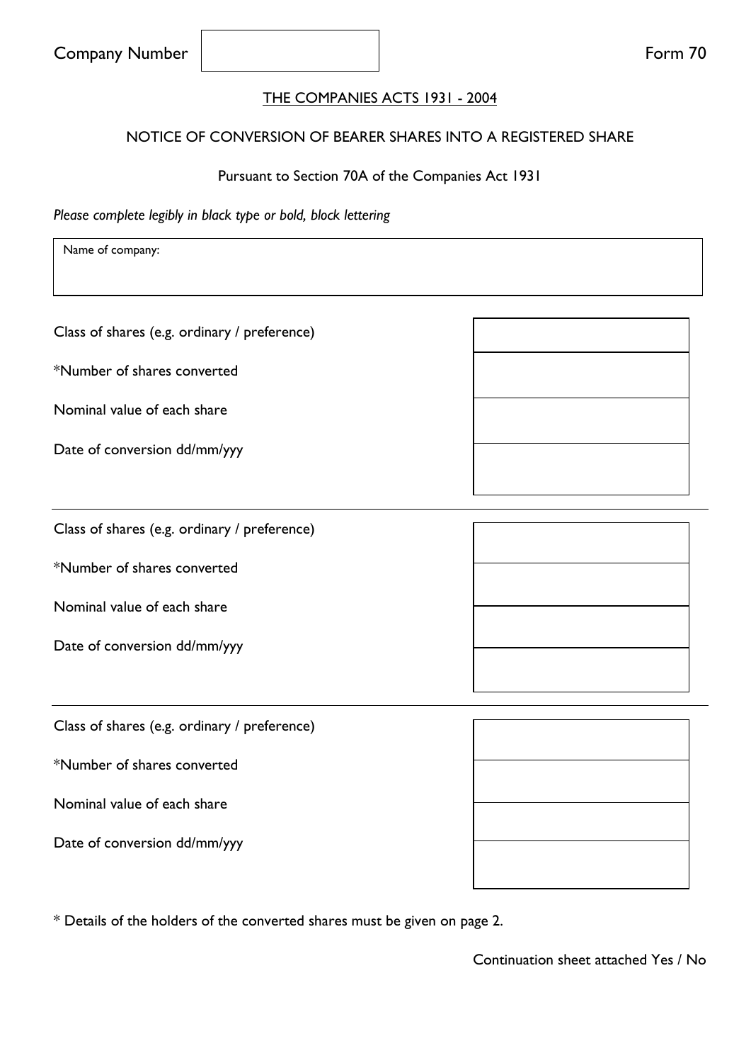Company Number | | Form 70

THE COMPANIES ACTS 1931 - 2004

NOTICE OF CONVERSION OF BEARER SHARES INTO A REGISTERED SHARE

Pursuant to Section 70A of the Companies Act 1931

*Please complete legibly in black type or bold, block lettering*

| Name of company: |
| --- |
| |

| | |
| --- | --- |
| Class of shares (e.g. ordinary / preference) | |
| *Number of shares converted | |
| Nominal value of each share | |
| Date of conversion dd/mm/yyy | |

| | |
| --- | --- |
| Class of shares (e.g. ordinary / preference) | |
| *Number of shares converted | |
| Nominal value of each share | |
| Date of conversion dd/mm/yyy | |

| | |
| --- | --- |
| Class of shares (e.g. ordinary / preference) | |
| *Number of shares converted | |
| Nominal value of each share | |
| Date of conversion dd/mm/yyy | |

* Details of the holders of the converted shares must be given on page 2.

Continuation sheet attached Yes / No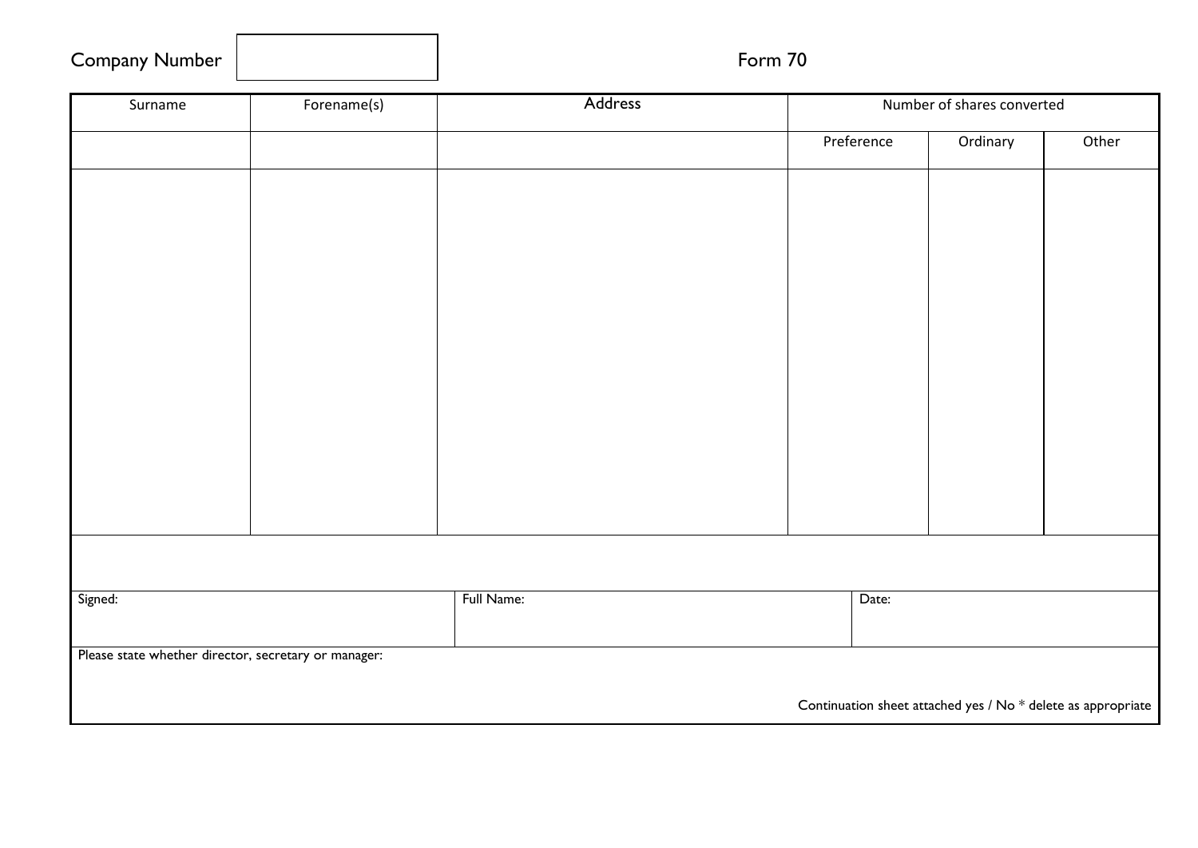Company Number

Form 70

| Surname | Forename(s) | Address | Number of shares converted | | |
|---|---|---|---|---|---|
| | | | Preference | Ordinary | Other |
| | | | | | |

| Signed: | Full Name: | Date: |
|---|---|---|

Please state whether director, secretary or manager:

Continuation sheet attached yes / No * delete as appropriate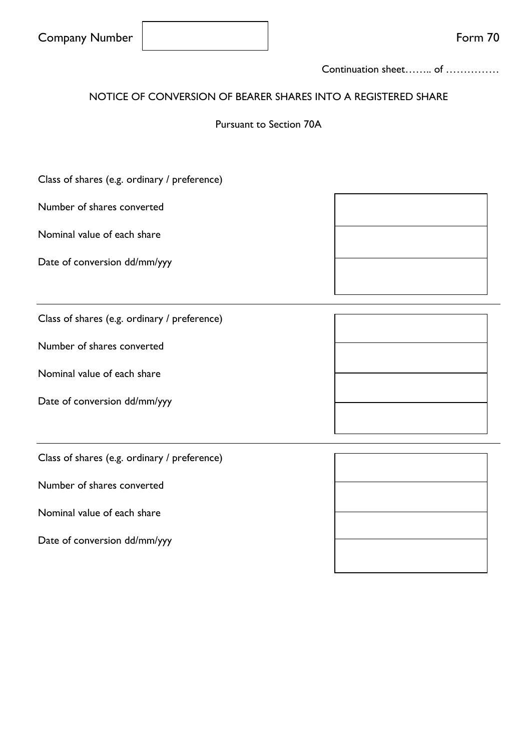Company Number | | Form 70

Continuation sheet…….. of ……………

NOTICE OF CONVERSION OF BEARER SHARES INTO A REGISTERED SHARE

Pursuant to Section 70A

| | |
|---|---|
| Class of shares (e.g. ordinary / preference) | |
| Number of shares converted | |
| Nominal value of each share | |
| Date of conversion dd/mm/yyy | |

---

| | |
|---|---|
| Class of shares (e.g. ordinary / preference) | |
| Number of shares converted | |
| Nominal value of each share | |
| Date of conversion dd/mm/yyy | |

---

| | |
|---|---|
| Class of shares (e.g. ordinary / preference) | |
| Number of shares converted | |
| Nominal value of each share | |
| Date of conversion dd/mm/yyy | |